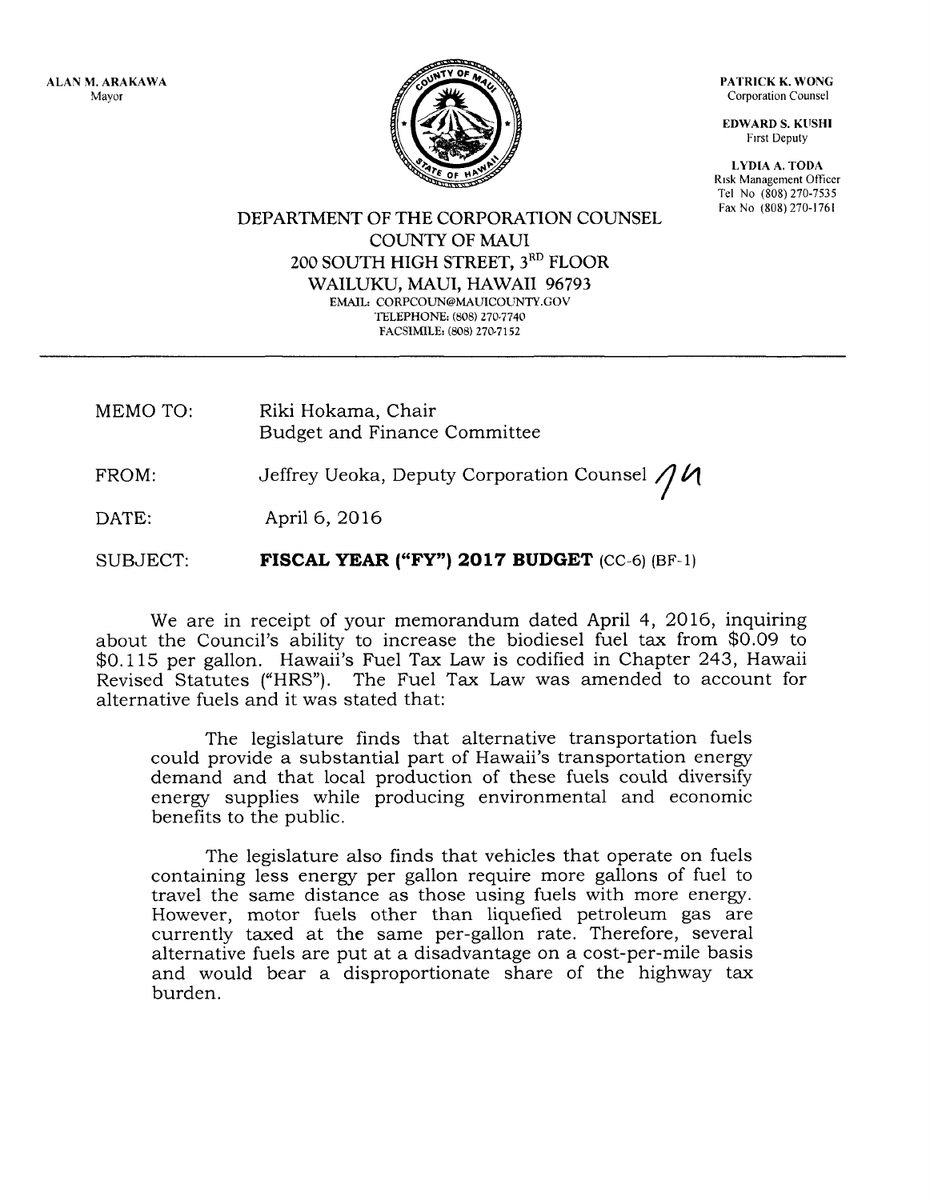ALAN M. ARAKAWA
Mayor

PATRICK K. WONG
Corporation Counsel

EDWARD S. KUSHI
First Deputy

LYDIA A. TODA
Risk Management Officer
Tel No (808) 270-7535
Fax No (808) 270-1761

DEPARTMENT OF THE CORPORATION COUNSEL
COUNTY OF MAUI
200 SOUTH HIGH STREET, 3RD FLOOR
WAILUKU, MAUI, HAWAII 96793
EMAIL: CORPCOUN@MAUICOUNTY.GOV
TELEPHONE: (808) 270-7740
FACSIMILE: (808) 270-7152

---

MEMO TO: Riki Hokama, Chair
Budget and Finance Committee

FROM: Jeffrey Ueoka, Deputy Corporation Counsel

DATE: April 6, 2016

SUBJECT: **FISCAL YEAR ("FY") 2017 BUDGET** (CC-6) (BF-1)

We are in receipt of your memorandum dated April 4, 2016, inquiring about the Council's ability to increase the biodiesel fuel tax from $0.09 to $0.115 per gallon. Hawaii's Fuel Tax Law is codified in Chapter 243, Hawaii Revised Statutes ("HRS"). The Fuel Tax Law was amended to account for alternative fuels and it was stated that:

> The legislature finds that alternative transportation fuels could provide a substantial part of Hawaii's transportation energy demand and that local production of these fuels could diversify energy supplies while producing environmental and economic benefits to the public.
>
> The legislature also finds that vehicles that operate on fuels containing less energy per gallon require more gallons of fuel to travel the same distance as those using fuels with more energy. However, motor fuels other than liquefied petroleum gas are currently taxed at the same per-gallon rate. Therefore, several alternative fuels are put at a disadvantage on a cost-per-mile basis and would bear a disproportionate share of the highway tax burden.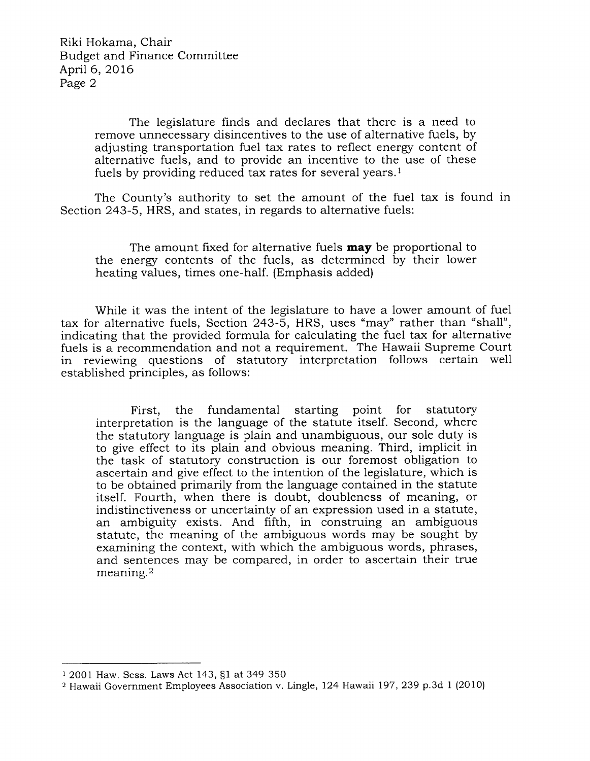> The legislature finds and declares that there is a need to remove unnecessary disincentives to the use of alternative fuels, by adjusting transportation fuel tax rates to reflect energy content of alternative fuels, and to provide an incentive to the use of these fuels by providing reduced tax rates for several years.[1]

The County's authority to set the amount of the fuel tax is found in Section 243-5, HRS, and states, in regards to alternative fuels:

> The amount fixed for alternative fuels **may** be proportional to the energy contents of the fuels, as determined by their lower heating values, times one-half. (Emphasis added)

While it was the intent of the legislature to have a lower amount of fuel tax for alternative fuels, Section 243-5, HRS, uses "may" rather than "shall", indicating that the provided formula for calculating the fuel tax for alternative fuels is a recommendation and not a requirement. The Hawaii Supreme Court in reviewing questions of statutory interpretation follows certain well established principles, as follows:

> First, the fundamental starting point for statutory interpretation is the language of the statute itself. Second, where the statutory language is plain and unambiguous, our sole duty is to give effect to its plain and obvious meaning. Third, implicit in the task of statutory construction is our foremost obligation to ascertain and give effect to the intention of the legislature, which is to be obtained primarily from the language contained in the statute itself. Fourth, when there is doubt, doubleness of meaning, or indistinctiveness or uncertainty of an expression used in a statute, an ambiguity exists. And fifth, in construing an ambiguous statute, the meaning of the ambiguous words may be sought by examining the context, with which the ambiguous words, phrases, and sentences may be compared, in order to ascertain their true meaning.[2]

---

[1] 2001 Haw. Sess. Laws Act 143, §1 at 349-350

[2] Hawaii Government Employees Association v. Lingle, 124 Hawaii 197, 239 p.3d 1 (2010)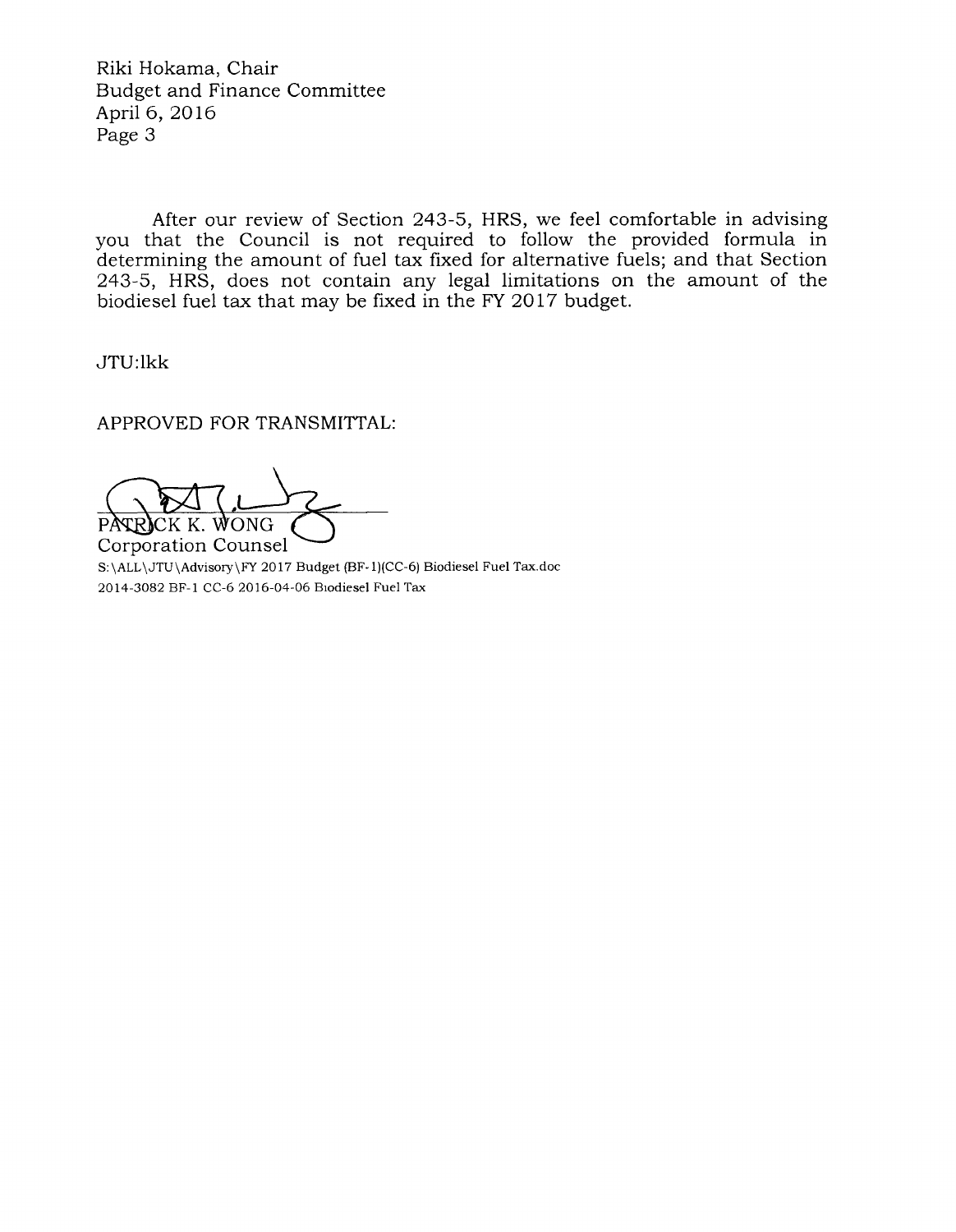After our review of Section 243-5, HRS, we feel comfortable in advising you that the Council is not required to follow the provided formula in determining the amount of fuel tax fixed for alternative fuels; and that Section 243-5, HRS, does not contain any legal limitations on the amount of the biodiesel fuel tax that may be fixed in the FY 2017 budget.

JTU:lkk

APPROVED FOR TRANSMITTAL:

PATRICK K. WONG
Corporation Counsel

S:\ALL\JTU\Advisory\FY 2017 Budget (BF-1)(CC-6) Biodiesel Fuel Tax.doc
2014-3082 BF-1 CC-6 2016-04-06 Biodiesel Fuel Tax